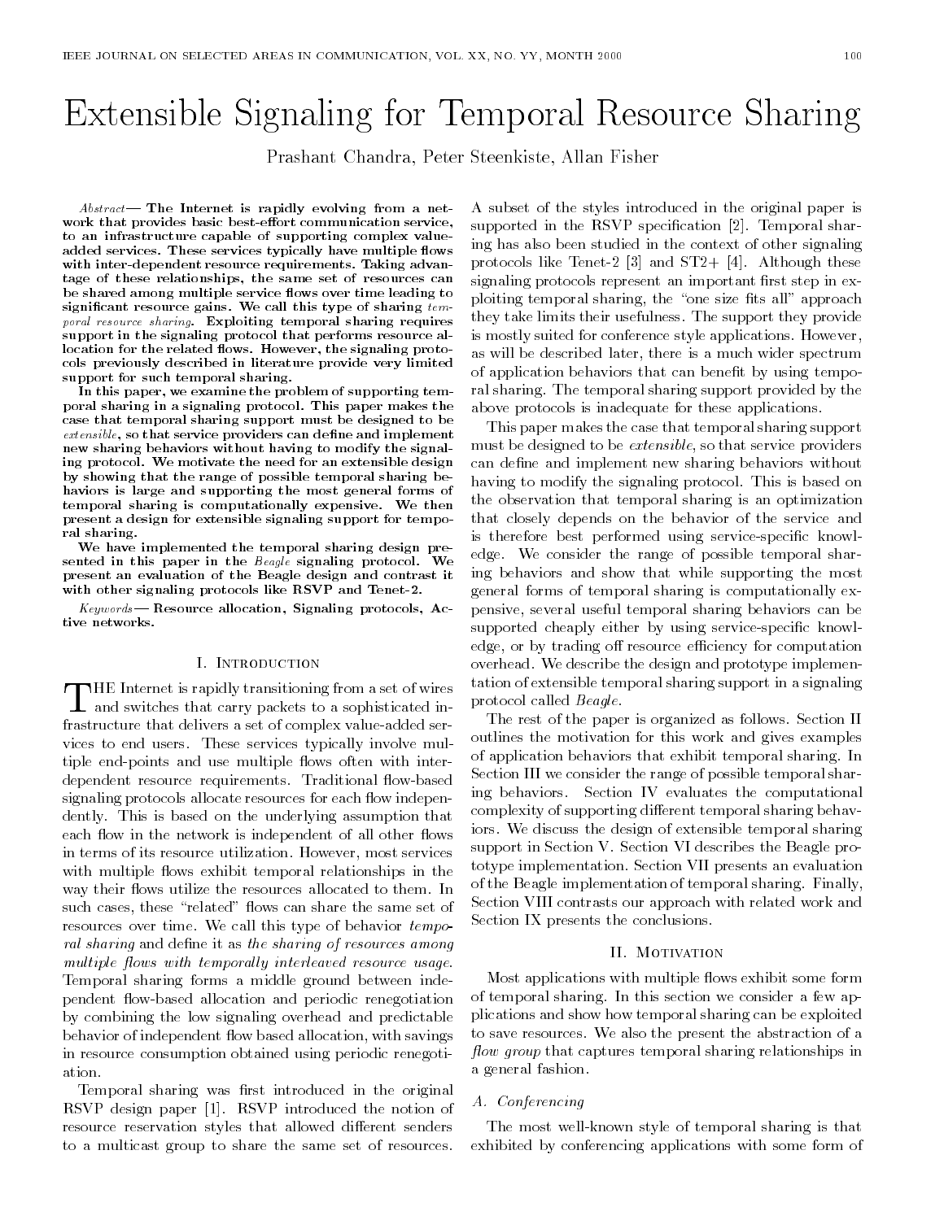# Extensible Signaling for Temporal Resource Sharing

Prashant Chandra, Peter Steenkiste, Allan Fisher

*Abstract*— **The Internet is rapidly evolving from a network that provides basic best-effort communication service, to an infrastructure capable of supporting complex value-added services. These services typically have multiple flows with inter-dependent resource requirements. Taking advantage of these relationships, the same set of resources can be shared among multiple service flows over time leading to significant resource gains. We call this type of sharing *temporal resource sharing*. Exploiting temporal sharing requires support in the signaling protocol that performs resource allocation for the related flows. However, the signaling protocols previously described in literature provide very limited support for such temporal sharing.**

**In this paper, we examine the problem of supporting temporal sharing in a signaling protocol. This paper makes the case that temporal sharing support must be designed to be *extensible*, so that service providers can define and implement new sharing behaviors without having to modify the signaling protocol. We motivate the need for an extensible design by showing that the range of possible temporal sharing behaviors is large and supporting the most general forms of temporal sharing is computationally expensive. We then present a design for extensible signaling support for temporal sharing.**

**We have implemented the temporal sharing design presented in this paper in the *Beagle* signaling protocol. We present an evaluation of the Beagle design and contrast it with other signaling protocols like RSVP and Tenet-2.**

*Keywords*— **Resource allocation, Signaling protocols, Active networks.**

## I. Introduction

The Internet is rapidly transitioning from a set of wires and switches that carry packets to a sophisticated infrastructure that delivers a set of complex value-added services to end users. These services typically involve multiple end-points and use multiple flows often with inter-dependent resource requirements. Traditional flow-based signaling protocols allocate resources for each flow independently. This is based on the underlying assumption that each flow in the network is independent of all other flows in terms of its resource utilization. However, most services with multiple flows exhibit temporal relationships in the way their flows utilize the resources allocated to them. In such cases, these "related" flows can share the same set of resources over time. We call this type of behavior *temporal sharing* and define it as *the sharing of resources among multiple flows with temporally interleaved resource usage.* Temporal sharing forms a middle ground between independent flow-based allocation and periodic renegotiation by combining the low signaling overhead and predictable behavior of independent flow based allocation, with savings in resource consumption obtained using periodic renegotiation.

Temporal sharing was first introduced in the original RSVP design paper [1]. RSVP introduced the notion of resource reservation styles that allowed different senders to a multicast group to share the same set of resources. A subset of the styles introduced in the original paper is supported in the RSVP specification [2]. Temporal sharing has also been studied in the context of other signaling protocols like Tenet-2 [3] and ST2+ [4]. Although these signaling protocols represent an important first step in exploiting temporal sharing, the "one size fits all" approach they take limits their usefulness. The support they provide is mostly suited for conference style applications. However, as will be described later, there is a much wider spectrum of application behaviors that can benefit by using temporal sharing. The temporal sharing support provided by the above protocols is inadequate for these applications.

This paper makes the case that temporal sharing support must be designed to be *extensible*, so that service providers can define and implement new sharing behaviors without having to modify the signaling protocol. This is based on the observation that temporal sharing is an optimization that closely depends on the behavior of the service and is therefore best performed using service-specific knowledge. We consider the range of possible temporal sharing behaviors and show that while supporting the most general forms of temporal sharing is computationally expensive, several useful temporal sharing behaviors can be supported cheaply either by using service-specific knowledge, or by trading off resource efficiency for computation overhead. We describe the design and prototype implementation of extensible temporal sharing support in a signaling protocol called *Beagle*.

The rest of the paper is organized as follows. Section II outlines the motivation for this work and gives examples of application behaviors that exhibit temporal sharing. In Section III we consider the range of possible temporal sharing behaviors. Section IV evaluates the computational complexity of supporting different temporal sharing behaviors. We discuss the design of extensible temporal sharing support in Section V. Section VI describes the Beagle prototype implementation. Section VII presents an evaluation of the Beagle implementation of temporal sharing. Finally, Section VIII contrasts our approach with related work and Section IX presents the conclusions.

## II. Motivation

Most applications with multiple flows exhibit some form of temporal sharing. In this section we consider a few applications and show how temporal sharing can be exploited to save resources. We also the present the abstraction of a *flow group* that captures temporal sharing relationships in a general fashion.

### A. Conferencing

The most well-known style of temporal sharing is that exhibited by conferencing applications with some form of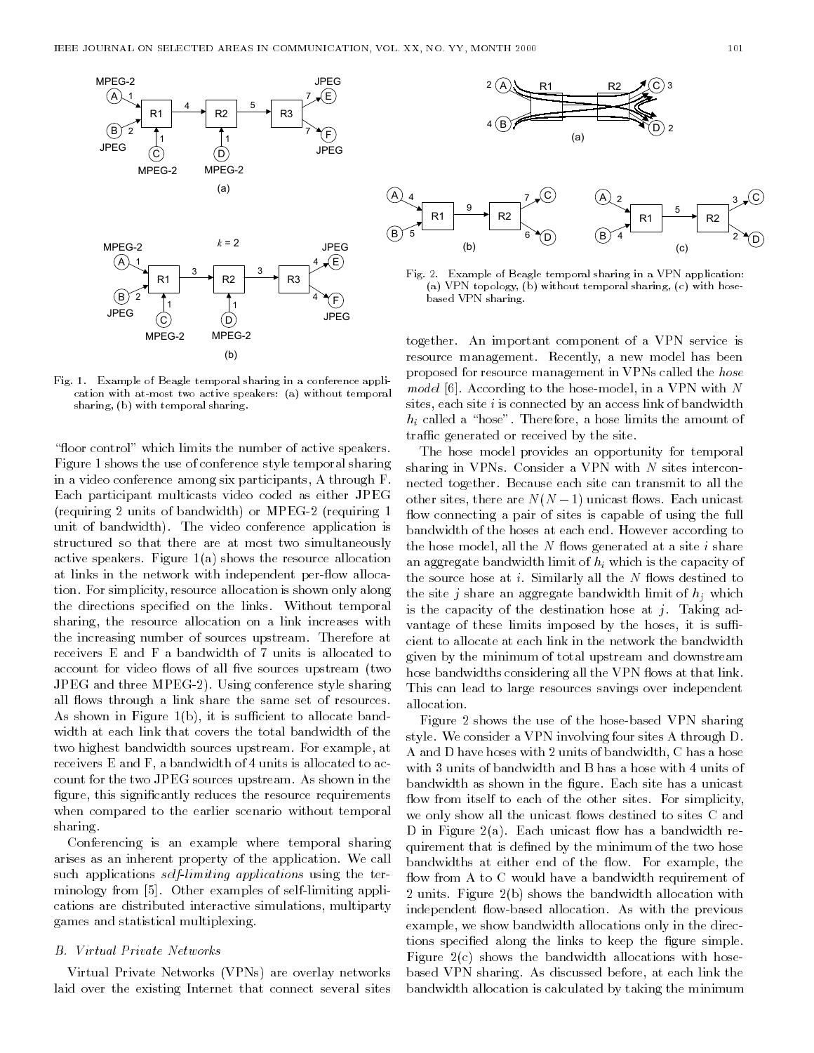Fig. 1. Example of Beagle temporal sharing in a conference application with at-most two active speakers: (a) without temporal sharing, (b) with temporal sharing.

"floor control" which limits the number of active speakers. Figure 1 shows the use of conference style temporal sharing in a video conference among six participants, A through F. Each participant multicasts video coded as either JPEG (requiring 2 units of bandwidth) or MPEG-2 (requiring 1 unit of bandwidth). The video conference application is structured so that there are at most two simultaneously active speakers. Figure 1(a) shows the resource allocation at links in the network with independent per-flow allocation. For simplicity, resource allocation is shown only along the directions specified on the links. Without temporal sharing, the resource allocation on a link increases with the increasing number of sources upstream. Therefore at receivers E and F a bandwidth of 7 units is allocated to account for video flows of all five sources upstream (two JPEG and three MPEG-2). Using conference style sharing all flows through a link share the same set of resources. As shown in Figure 1(b), it is sufficient to allocate bandwidth at each link that covers the total bandwidth of the two highest bandwidth sources upstream. For example, at receivers E and F, a bandwidth of 4 units is allocated to account for the two JPEG sources upstream. As shown in the figure, this significantly reduces the resource requirements when compared to the earlier scenario without temporal sharing.

Conferencing is an example where temporal sharing arises as an inherent property of the application. We call such applications *self-limiting applications* using the terminology from [5]. Other examples of self-limiting applications are distributed interactive simulations, multiparty games and statistical multiplexing.

### B. Virtual Private Networks

Virtual Private Networks (VPNs) are overlay networks laid over the existing Internet that connect several sites together. An important component of a VPN service is resource management. Recently, a new model has been proposed for resource management in VPNs called the *hose model* [6]. According to the hose-model, in a VPN with $N$ sites, each site $i$ is connected by an access link of bandwidth $h_i$ called a "hose". Therefore, a hose limits the amount of traffic generated or received by the site.

Fig. 2. Example of Beagle temporal sharing in a VPN application: (a) VPN topology, (b) without temporal sharing, (c) with hose-based VPN sharing.

The hose model provides an opportunity for temporal sharing in VPNs. Consider a VPN with $N$ sites interconnected together. Because each site can transmit to all the other sites, there are $N(N-1)$ unicast flows. Each unicast flow connecting a pair of sites is capable of using the full bandwidth of the hoses at each end. However according to the hose model, all the $N$ flows generated at a site $i$ share an aggregate bandwidth limit of $h_i$ which is the capacity of the source hose at $i$. Similarly all the $N$ flows destined to the site $j$ share an aggregate bandwidth limit of $h_j$ which is the capacity of the destination hose at $j$. Taking advantage of these limits imposed by the hoses, it is sufficient to allocate at each link in the network the bandwidth given by the minimum of total upstream and downstream hose bandwidths considering all the VPN flows at that link. This can lead to large resources savings over independent allocation.

Figure 2 shows the use of the hose-based VPN sharing style. We consider a VPN involving four sites A through D. A and D have hoses with 2 units of bandwidth, C has a hose with 3 units of bandwidth and B has a hose with 4 units of bandwidth as shown in the figure. Each site has a unicast flow from itself to each of the other sites. For simplicity, we only show all the unicast flows destined to sites C and D in Figure 2(a). Each unicast flow has a bandwidth requirement that is defined by the minimum of the two hose bandwidths at either end of the flow. For example, the flow from A to C would have a bandwidth requirement of 2 units. Figure 2(b) shows the bandwidth allocation with independent flow-based allocation. As with the previous example, we show bandwidth allocations only in the directions specified along the links to keep the figure simple. Figure 2(c) shows the bandwidth allocations with hose-based VPN sharing. As discussed before, at each link the bandwidth allocation is calculated by taking the minimum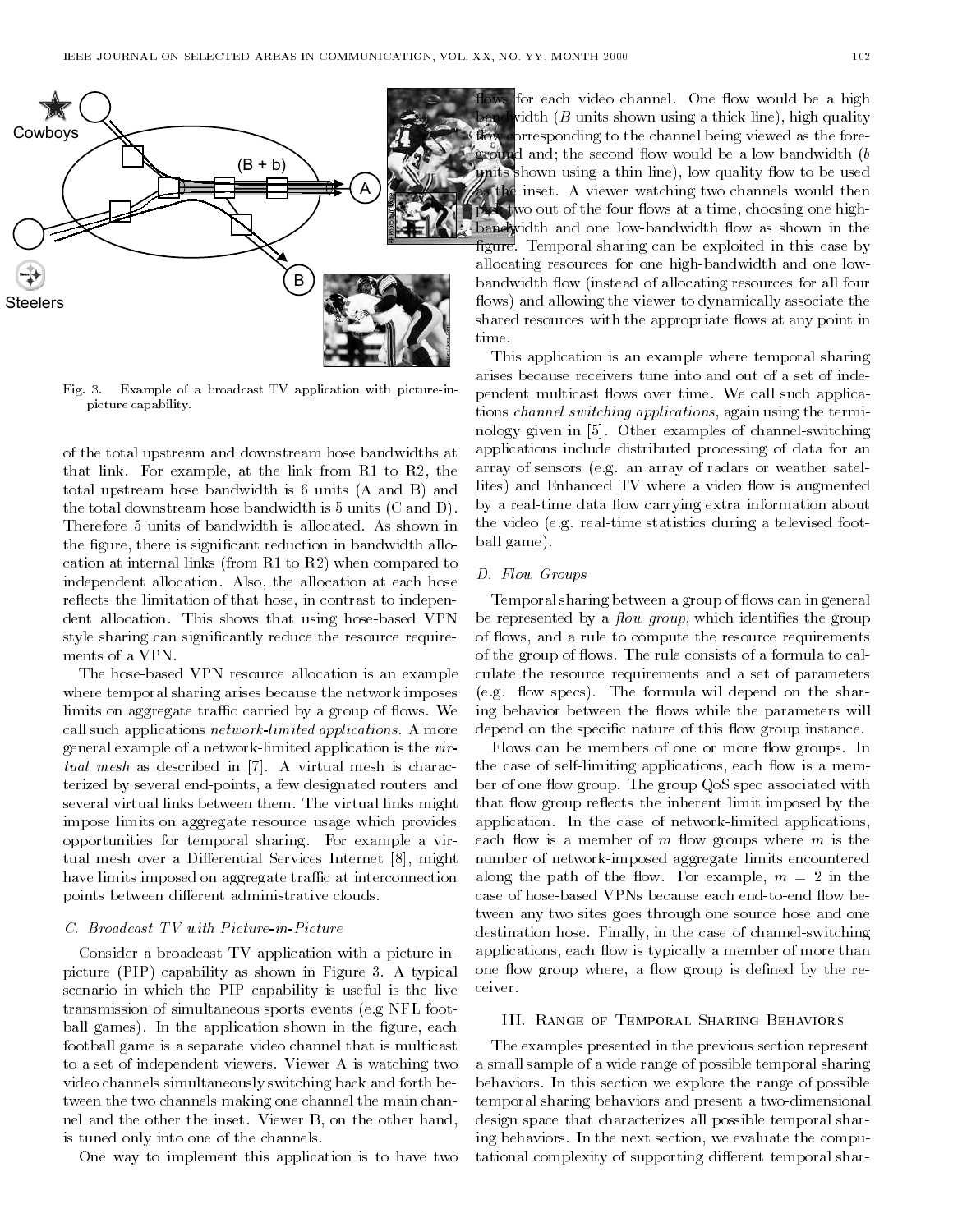Cowboys

(B + b)

A

B

Steelers

Fig. 3. Example of a broadcast TV application with picture-in-picture capability.

of the total upstream and downstream hose bandwidths at that link. For example, at the link from R1 to R2, the total upstream hose bandwidth is 6 units (A and B) and the total downstream hose bandwidth is 5 units (C and D). Therefore 5 units of bandwidth is allocated. As shown in the figure, there is significant reduction in bandwidth allocation at internal links (from R1 to R2) when compared to independent allocation. Also, the allocation at each hose reflects the limitation of that hose, in contrast to independent allocation. This shows that using hose-based VPN style sharing can significantly reduce the resource requirements of a VPN.

The hose-based VPN resource allocation is an example where temporal sharing arises because the network imposes limits on aggregate traffic carried by a group of flows. We call such applications *network-limited applications*. A more general example of a network-limited application is the *virtual mesh* as described in [7]. A virtual mesh is characterized by several end-points, a few designated routers and several virtual links between them. The virtual links might impose limits on aggregate resource usage which provides opportunities for temporal sharing. For example a virtual mesh over a Differential Services Internet [8], might have limits imposed on aggregate traffic at interconnection points between different administrative clouds.

### C. Broadcast TV with Picture-in-Picture

Consider a broadcast TV application with a picture-in-picture (PIP) capability as shown in Figure 3. A typical scenario in which the PIP capability is useful is the live transmission of simultaneous sports events (e.g NFL football games). In the application shown in the figure, each football game is a separate video channel that is multicast to a set of independent viewers. Viewer A is watching two video channels simultaneously switching back and forth between the two channels making one channel the main channel and the other the inset. Viewer B, on the other hand, is tuned only into one of the channels.

One way to implement this application is to have two flows for each video channel. One flow would be a high bandwidth ($B$ units shown using a thick line), high quality flow corresponding to the channel being viewed as the foreground and; the second flow would be a low bandwidth ($b$ units shown using a thin line), low quality flow to be used as the inset. A viewer watching two channels would then pick two out of the four flows at a time, choosing one high-bandwidth and one low-bandwidth flow as shown in the figure. Temporal sharing can be exploited in this case by allocating resources for one high-bandwidth and one low-bandwidth flow (instead of allocating resources for all four flows) and allowing the viewer to dynamically associate the shared resources with the appropriate flows at any point in time.

This application is an example where temporal sharing arises because receivers tune into and out of a set of independent multicast flows over time. We call such applications *channel switching applications*, again using the terminology given in [5]. Other examples of channel-switching applications include distributed processing of data for an array of sensors (e.g. an array of radars or weather satellites) and Enhanced TV where a video flow is augmented by a real-time data flow carrying extra information about the video (e.g. real-time statistics during a televised football game).

### D. Flow Groups

Temporal sharing between a group of flows can in general be represented by a *flow group*, which identifies the group of flows, and a rule to compute the resource requirements of the group of flows. The rule consists of a formula to calculate the resource requirements and a set of parameters (e.g. flow specs). The formula wil depend on the sharing behavior between the flows while the parameters will depend on the specific nature of this flow group instance.

Flows can be members of one or more flow groups. In the case of self-limiting applications, each flow is a member of one flow group. The group QoS spec associated with that flow group reflects the inherent limit imposed by the application. In the case of network-limited applications, each flow is a member of $m$ flow groups where $m$ is the number of network-imposed aggregate limits encountered along the path of the flow. For example, $m = 2$ in the case of hose-based VPNs because each end-to-end flow between any two sites goes through one source hose and one destination hose. Finally, in the case of channel-switching applications, each flow is typically a member of more than one flow group where, a flow group is defined by the receiver.

## III. Range of Temporal Sharing Behaviors

The examples presented in the previous section represent a small sample of a wide range of possible temporal sharing behaviors. In this section we explore the range of possible temporal sharing behaviors and present a two-dimensional design space that characterizes all possible temporal sharing behaviors. In the next section, we evaluate the computational complexity of supporting different temporal shar-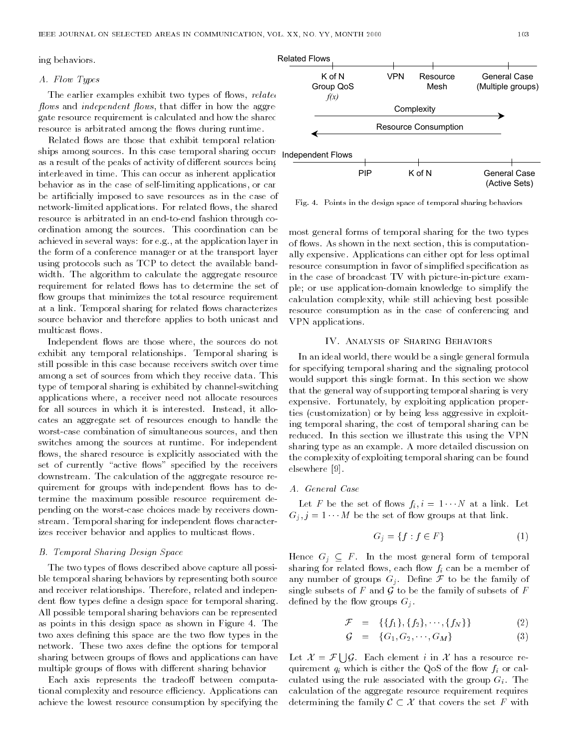ing behaviors.

### A. Flow Types

The earlier examples exhibit two types of flows, *related flows* and *independent flows*, that differ in how the aggregate resource requirement is calculated and how the shared resource is arbitrated among the flows during runtime.

Related flows are those that exhibit temporal relationships among sources. In this case temporal sharing occurs as a result of the peaks of activity of different sources being interleaved in time. This can occur as inherent application behavior as in the case of self-limiting applications, or can be artificially imposed to save resources as in the case of network-limited applications. For related flows, the shared resource is arbitrated in an end-to-end fashion through coordination among the sources. This coordination can be achieved in several ways: for e.g., at the application layer in the form of a conference manager or at the transport layer using protocols such as TCP to detect the available bandwidth. The algorithm to calculate the aggregate resource requirement for related flows has to determine the set of flow groups that minimizes the total resource requirement at a link. Temporal sharing for related flows characterizes source behavior and therefore applies to both unicast and multicast flows.

Independent flows are those where, the sources do not exhibit any temporal relationships. Temporal sharing is still possible in this case because receivers switch over time among a set of sources from which they receive data. This type of temporal sharing is exhibited by channel-switching applications where, a receiver need not allocate resources for all sources in which it is interested. Instead, it allocates an aggregate set of resources enough to handle the worst-case combination of simultaneous sources, and then switches among the sources at runtime. For independent flows, the shared resource is explicitly associated with the set of currently "active flows" specified by the receivers downstream. The calculation of the aggregate resource requirement for groups with independent flows has to determine the maximum possible resource requirement depending on the worst-case choices made by receivers downstream. Temporal sharing for independent flows characterizes receiver behavior and applies to multicast flows.

### B. Temporal Sharing Design Space

The two types of flows described above capture all possible temporal sharing behaviors by representing both source and receiver relationships. Therefore, related and independent flow types define a design space for temporal sharing. All possible temporal sharing behaviors can be represented as points in this design space as shown in Figure 4. The two axes defining this space are the two flow types in the network. These two axes define the options for temporal sharing between groups of flows and applications can have multiple groups of flows with different sharing behavior

Each axis represents the tradeoff between computational complexity and resource efficiency. Applications can achieve the lowest resource consumption by specifying the

Related Flows: K of N Group QoS $f(x)$ — VPN — Resource Mesh — General Case (Multiple groups)

Complexity →

← Resource Consumption

Independent Flows: PIP — K of N — General Case (Active Sets)

Fig. 4. Points in the design space of temporal sharing behaviors

most general forms of temporal sharing for the two types of flows. As shown in the next section, this is computationally expensive. Applications can either opt for less optimal resource consumption in favor of simplified specification as in the case of broadcast TV with picture-in-picture example; or use application-domain knowledge to simplify the calculation complexity, while still achieving best possible resource consumption as in the case of conferencing and VPN applications.

## IV. Analysis of Sharing Behaviors

In an ideal world, there would be a single general formula for specifying temporal sharing and the signaling protocol would support this single format. In this section we show that the general way of supporting temporal sharing is very expensive. Fortunately, by exploiting application properties (customization) or by being less aggressive in exploiting temporal sharing, the cost of temporal sharing can be reduced. In this section we illustrate this using the VPN sharing type as an example. A more detailed discussion on the complexity of exploiting temporal sharing can be found elsewhere [9].

### A. General Case

Let $F$ be the set of flows $f_i, i = 1 \cdots N$ at a link. Let $G_j, j = 1 \cdots M$ be the set of flow groups at that link.

$$G_j = \{f : f \in F\} \tag{1}$$

Hence $G_j \subseteq F$. In the most general form of temporal sharing for related flows, each flow $f_i$ can be a member of any number of groups $G_j$. Define $\mathcal{F}$ to be the family of single subsets of $F$ and $\mathcal{G}$ to be the family of subsets of $F$ defined by the flow groups $G_j$.

$$\mathcal{F} = \{\{f_1\}, \{f_2\}, \cdots, \{f_N\}\} \tag{2}$$

$$\mathcal{G} = \{G_1, G_2, \cdots, G_M\} \tag{3}$$

Let $\mathcal{X} = \mathcal{F} \bigcup \mathcal{G}$. Each element $i$ in $\mathcal{X}$ has a resource requirement $q_i$ which is either the QoS of the flow $f_i$ or calculated using the rule associated with the group $G_i$. The calculation of the aggregate resource requirement requires determining the family $\mathcal{C} \subset \mathcal{X}$ that covers the set $F$ with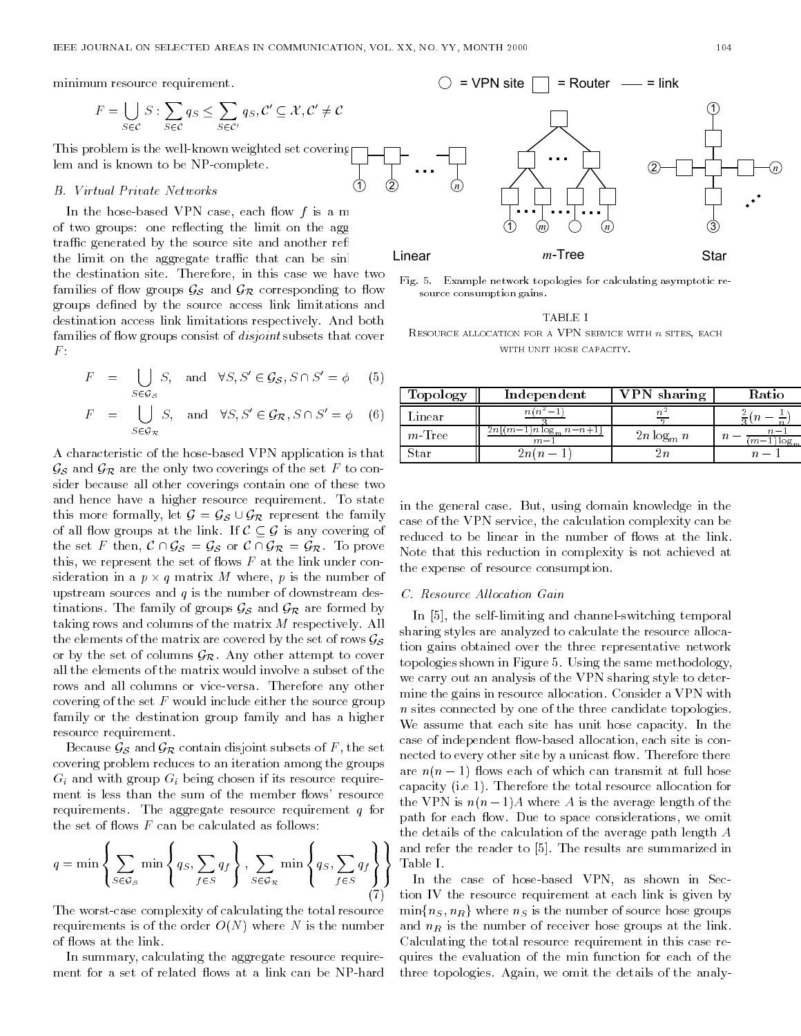minimum resource requirement.

$$F = \bigcup_{S \in \mathcal{C}} S : \sum_{S \in \mathcal{C}} q_S \leq \sum_{S \in \mathcal{C}'} q_S, \mathcal{C}' \subseteq \mathcal{X}, \mathcal{C}' \neq \mathcal{C}$$

This problem is the well-known weighted set covering problem and is known to be NP-complete.

### B. Virtual Private Networks

In the hose-based VPN case, each flow $f$ is a member of two groups: one reflecting the limit on the aggregate traffic generated by the source site and another reflecting the limit on the aggregate traffic that can be sinked by the destination site. Therefore, in this case we have two families of flow groups $\mathcal{G_S}$ and $\mathcal{G_R}$ corresponding to flow groups defined by the source access link limitations and destination access link limitations respectively. And both families of flow groups consist of *disjoint* subsets that cover $F$:

$$F = \bigcup_{S \in \mathcal{G_S}} S, \quad \text{and} \quad \forall S, S' \in \mathcal{G_S}, S \cap S' = \phi \quad (5)$$

$$F = \bigcup_{S \in \mathcal{G_R}} S, \quad \text{and} \quad \forall S, S' \in \mathcal{G_R}, S \cap S' = \phi \quad (6)$$

A characteristic of the hose-based VPN application is that $\mathcal{G_S}$ and $\mathcal{G_R}$ are the only two coverings of the set $F$ to consider because all other coverings contain one of these two and hence have a higher resource requirement. To state this more formally, let $\mathcal{G} = \mathcal{G_S} \cup \mathcal{G_R}$ represent the family of all flow groups at the link. If $\mathcal{C} \subseteq \mathcal{G}$ is any covering of the set $F$ then, $\mathcal{C} \cap \mathcal{G_S} = \mathcal{G_S}$ or $\mathcal{C} \cap \mathcal{G_R} = \mathcal{G_R}$. To prove this, we represent the set of flows $F$ at the link under consideration in a $p \times q$ matrix $M$ where, $p$ is the number of upstream sources and $q$ is the number of downstream destinations. The family of groups $\mathcal{G_S}$ and $\mathcal{G_R}$ are formed by taking rows and columns of the matrix $M$ respectively. All the elements of the matrix are covered by the set of rows $\mathcal{G_S}$ or by the set of columns $\mathcal{G_R}$. Any other attempt to cover all the elements of the matrix would involve a subset of the rows and all columns or vice-versa. Therefore any other covering of the set $F$ would include either the source group family or the destination group family and has a higher resource requirement.

Because $\mathcal{G_S}$ and $\mathcal{G_R}$ contain disjoint subsets of $F$, the set covering problem reduces to an iteration among the groups $G_i$ and with group $G_i$ being chosen if its resource requirement is less than the sum of the member flows' resource requirements. The aggregate resource requirement $q$ for the set of flows $F$ can be calculated as follows:

$$q = \min \left\{ \sum_{S \in \mathcal{G_S}} \min \left\{ q_S, \sum_{f \in S} q_f \right\}, \sum_{S \in \mathcal{G_R}} \min \left\{ q_S, \sum_{f \in S} q_f \right\} \right\} \quad (7)$$

The worst-case complexity of calculating the total resource requirements is of the order $O(N)$ where $N$ is the number of flows at the link.

In summary, calculating the aggregate resource requirement for a set of related flows at a link can be NP-hard in the general case. But, using domain knowledge in the case of the VPN service, the calculation complexity can be reduced to be linear in the number of flows at the link. Note that this reduction in complexity is not achieved at the expense of resource consumption.

### C. Resource Allocation Gain

In [5], the self-limiting and channel-switching temporal sharing styles are analyzed to calculate the resource allocation gains obtained over the three representative network topologies shown in Figure 5. Using the same methodology, we carry out an analysis of the VPN sharing style to determine the gains in resource allocation. Consider a VPN with $n$ sites connected by one of the three candidate topologies. We assume that each site has unit hose capacity. In the case of independent flow-based allocation, each site is connected to every other site by a unicast flow. Therefore there are $n(n-1)$ flows each of which can transmit at full hose capacity (i.e 1). Therefore the total resource allocation for the VPN is $n(n-1)A$ where $A$ is the average length of the path for each flow. Due to space considerations, we omit the details of the calculation of the average path length $A$ and refer the reader to [5]. The results are summarized in Table I.

Fig. 5. Example network topologies for calculating asymptotic resource consumption gains.

TABLE I
RESOURCE ALLOCATION FOR A VPN SERVICE WITH $n$ SITES, EACH WITH UNIT HOSE CAPACITY.

| Topology | Independent | VPN sharing | Ratio |
|---|---|---|---|
| Linear | $\frac{n(n^2-1)}{3}$ | $\frac{n^2}{2}$ | $\frac{2}{3}(n - \frac{1}{n})$ |
| $m$-Tree | $\frac{2n[(m-1)n \log_m n - n + 1]}{m-1}$ | $2n \log_m n$ | $n - \frac{n-1}{(m-1)\log_m n}$ |
| Star | $2n(n-1)$ | $2n$ | $n-1$ |

In the case of hose-based VPN, as shown in Section IV the resource requirement at each link is given by $\min\{n_S, n_R\}$ where $n_S$ is the number of source hose groups and $n_R$ is the number of receiver hose groups at the link. Calculating the total resource requirement in this case requires the evaluation of the min function for each of the three topologies. Again, we omit the details of the analy-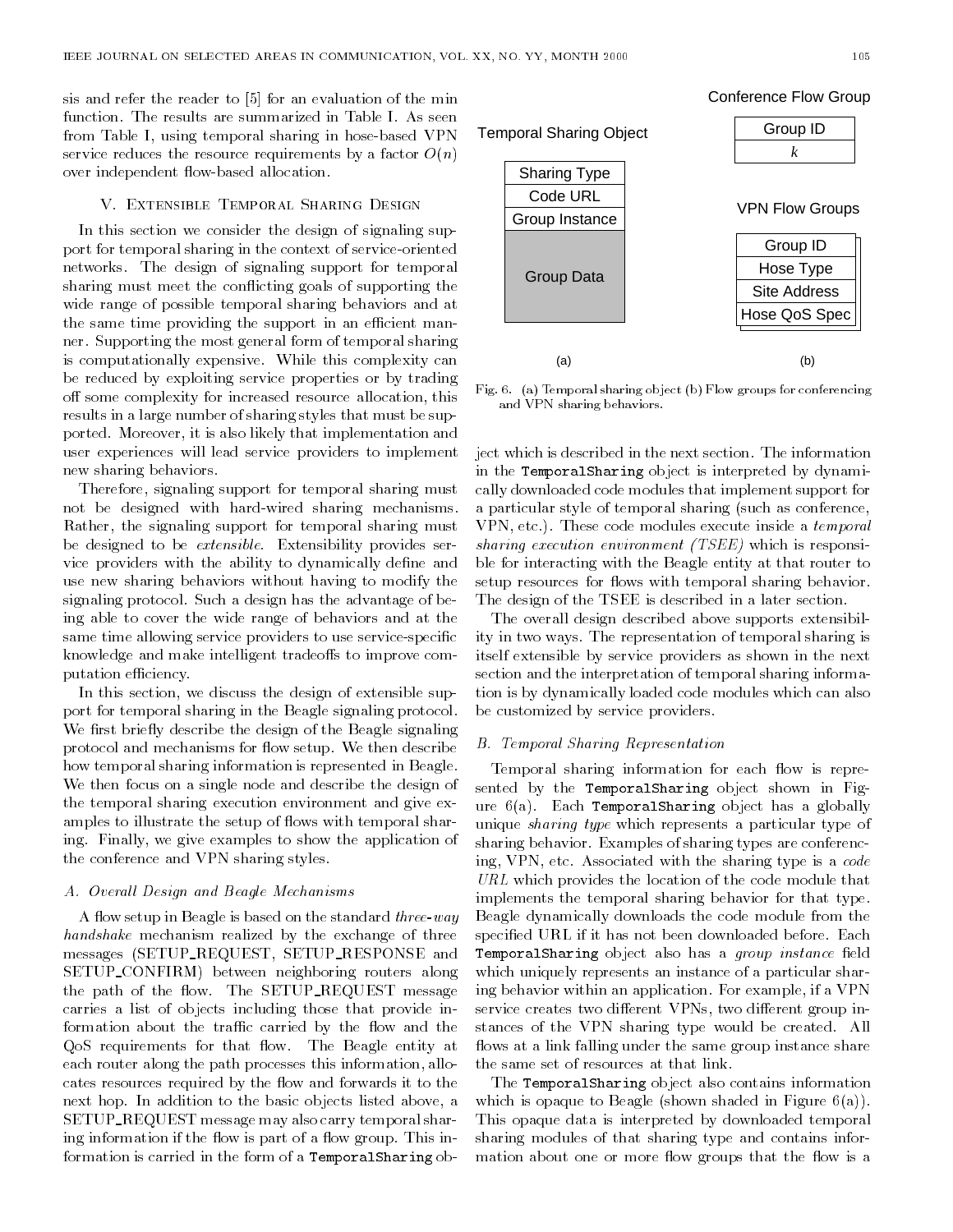sis and refer the reader to [5] for an evaluation of the min function. The results are summarized in Table I. As seen from Table I, using temporal sharing in hose-based VPN service reduces the resource requirements by a factor $O(n)$ over independent flow-based allocation.

## V. Extensible Temporal Sharing Design

In this section we consider the design of signaling support for temporal sharing in the context of service-oriented networks. The design of signaling support for temporal sharing must meet the conflicting goals of supporting the wide range of possible temporal sharing behaviors and at the same time providing the support in an efficient manner. Supporting the most general form of temporal sharing is computationally expensive. While this complexity can be reduced by exploiting service properties or by trading off some complexity for increased resource allocation, this results in a large number of sharing styles that must be supported. Moreover, it is also likely that implementation and user experiences will lead service providers to implement new sharing behaviors.

Therefore, signaling support for temporal sharing must not be designed with hard-wired sharing mechanisms. Rather, the signaling support for temporal sharing must be designed to be *extensible*. Extensibility provides service providers with the ability to dynamically define and use new sharing behaviors without having to modify the signaling protocol. Such a design has the advantage of being able to cover the wide range of behaviors and at the same time allowing service providers to use service-specific knowledge and make intelligent tradeoffs to improve computation efficiency.

In this section, we discuss the design of extensible support for temporal sharing in the Beagle signaling protocol. We first briefly describe the design of the Beagle signaling protocol and mechanisms for flow setup. We then describe how temporal sharing information is represented in Beagle. We then focus on a single node and describe the design of the temporal sharing execution environment and give examples to illustrate the setup of flows with temporal sharing. Finally, we give examples to show the application of the conference and VPN sharing styles.

### A. Overall Design and Beagle Mechanisms

A flow setup in Beagle is based on the standard *three-way handshake* mechanism realized by the exchange of three messages (SETUP_REQUEST, SETUP_RESPONSE and SETUP_CONFIRM) between neighboring routers along the path of the flow. The SETUP_REQUEST message carries a list of objects including those that provide information about the traffic carried by the flow and the QoS requirements for that flow. The Beagle entity at each router along the path processes this information, allocates resources required by the flow and forwards it to the next hop. In addition to the basic objects listed above, a SETUP_REQUEST message may also carry temporal sharing information if the flow is part of a flow group. This information is carried in the form of a `TemporalSharing` object which is described in the next section. The information in the `TemporalSharing` object is interpreted by dynamically downloaded code modules that implement support for a particular style of temporal sharing (such as conference, VPN, etc.). These code modules execute inside a *temporal sharing execution environment (TSEE)* which is responsible for interacting with the Beagle entity at that router to setup resources for flows with temporal sharing behavior. The design of the TSEE is described in a later section.

The overall design described above supports extensibility in two ways. The representation of temporal sharing is itself extensible by service providers as shown in the next section and the interpretation of temporal sharing information is by dynamically loaded code modules which can also be customized by service providers.

Temporal Sharing Object: Sharing Type | Code URL | Group Instance | Group Data

Conference Flow Group: Group ID | $k$

VPN Flow Groups: Group ID | Hose Type | Site Address | Hose QoS Spec

(a) (b)

Fig. 6. (a) Temporal sharing object (b) Flow groups for conferencing and VPN sharing behaviors.

### B. Temporal Sharing Representation

Temporal sharing information for each flow is represented by the `TemporalSharing` object shown in Figure 6(a). Each `TemporalSharing` object has a globally unique *sharing type* which represents a particular type of sharing behavior. Examples of sharing types are conferencing, VPN, etc. Associated with the sharing type is a *code URL* which provides the location of the code module that implements the temporal sharing behavior for that type. Beagle dynamically downloads the code module from the specified URL if it has not been downloaded before. Each `TemporalSharing` object also has a *group instance* field which uniquely represents an instance of a particular sharing behavior within an application. For example, if a VPN service creates two different VPNs, two different group instances of the VPN sharing type would be created. All flows at a link falling under the same group instance share the same set of resources at that link.

The `TemporalSharing` object also contains information which is opaque to Beagle (shown shaded in Figure 6(a)). This opaque data is interpreted by downloaded temporal sharing modules of that sharing type and contains information about one or more flow groups that the flow is a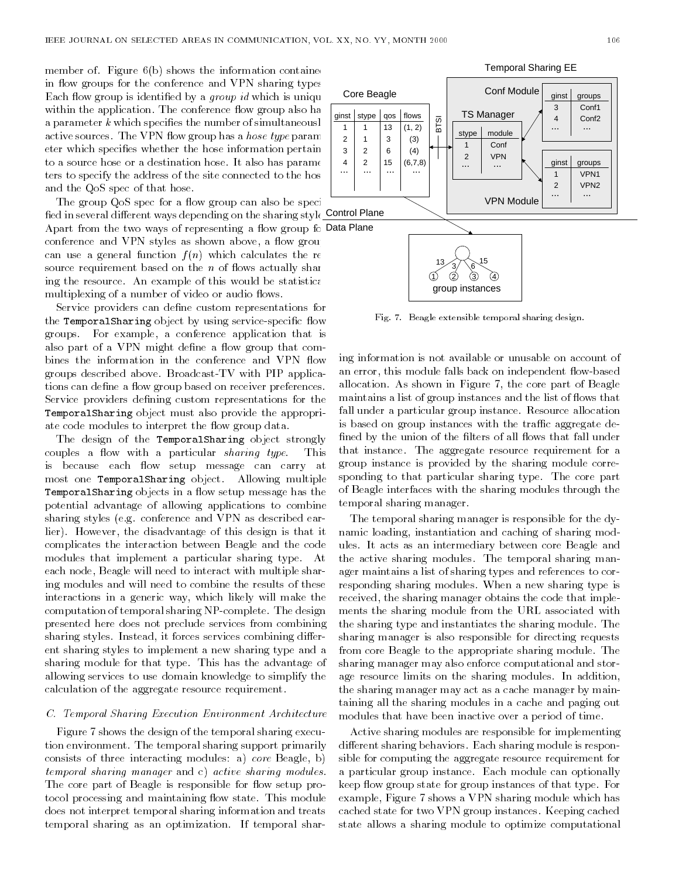member of. Figure 6(b) shows the information contained in flow groups for the conference and VPN sharing types. Each flow group is identified by a *group id* which is unique within the application. The conference flow group also has a parameter $k$ which specifies the number of simultaneously active sources. The VPN flow group has a *hose type* parameter which specifies whether the hose information pertains to a source hose or a destination hose. It also has parameters to specify the address of the site connected to the hose and the QoS spec of that hose.

The group QoS spec for a flow group can also be specified in several different ways depending on the sharing style. Apart from the two ways of representing a flow group for conference and VPN styles as shown above, a flow group can use a general function $f(n)$ which calculates the resource requirement based on the $n$ of flows actually sharing the resource. An example of this would be statistical multiplexing of a number of video or audio flows.

Service providers can define custom representations for the `TemporalSharing` object by using service-specific flow groups. For example, a conference application that is also part of a VPN might define a flow group that combines the information in the conference and VPN flow groups described above. Broadcast-TV with PIP applications can define a flow group based on receiver preferences. Service providers defining custom representations for the `TemporalSharing` object must also provide the appropriate code modules to interpret the flow group data.

The design of the `TemporalSharing` object strongly couples a flow with a particular *sharing type*. This is because each flow setup message can carry at most one `TemporalSharing` object. Allowing multiple `TemporalSharing` objects in a flow setup message has the potential advantage of allowing applications to combine sharing styles (e.g. conference and VPN as described earlier). However, the disadvantage of this design is that it complicates the interaction between Beagle and the code modules that implement a particular sharing type. At each node, Beagle will need to interact with multiple sharing modules and will need to combine the results of these interactions in a generic way, which likely will make the computation of temporal sharing NP-complete. The design presented here does not preclude services from combining sharing styles. Instead, it forces services combining different sharing styles to implement a new sharing type and a sharing module for that type. This has the advantage of allowing services to use domain knowledge to simplify the calculation of the aggregate resource requirement.

### C. Temporal Sharing Execution Environment Architecture

Figure 7 shows the design of the temporal sharing execution environment. The temporal sharing support primarily consists of three interacting modules: a) *core* Beagle, b) *temporal sharing manager* and c) *active sharing modules*. The core part of Beagle is responsible for flow setup protocol processing and maintaining flow state. This module does not interpret temporal sharing information and treats temporal sharing as an optimization. If temporal sharing information is not available or unusable on account of an error, this module falls back on independent flow-based allocation. As shown in Figure 7, the core part of Beagle maintains a list of group instances and the list of flows that fall under a particular group instance. Resource allocation is based on group instances with the traffic aggregate defined by the union of the filters of all flows that fall under that instance. The aggregate resource requirement for a group instance is provided by the sharing module corresponding to that particular sharing type. The core part of Beagle interfaces with the sharing modules through the temporal sharing manager.

Fig. 7. Beagle extensible temporal sharing design.

The temporal sharing manager is responsible for the dynamic loading, instantiation and caching of sharing modules. It acts as an intermediary between core Beagle and the active sharing modules. The temporal sharing manager maintains a list of sharing types and references to corresponding sharing modules. When a new sharing type is received, the sharing manager obtains the code that implements the sharing module from the URL associated with the sharing type and instantiates the sharing module. The sharing manager is also responsible for directing requests from core Beagle to the appropriate sharing module. The sharing manager may also enforce computational and storage resource limits on the sharing modules. In addition, the sharing manager may act as a cache manager by maintaining all the sharing modules in a cache and paging out modules that have been inactive over a period of time.

Active sharing modules are responsible for implementing different sharing behaviors. Each sharing module is responsible for computing the aggregate resource requirement for a particular group instance. Each module can optionally keep flow group state for group instances of that type. For example, Figure 7 shows a VPN sharing module which has cached state for two VPN group instances. Keeping cached state allows a sharing module to optimize computational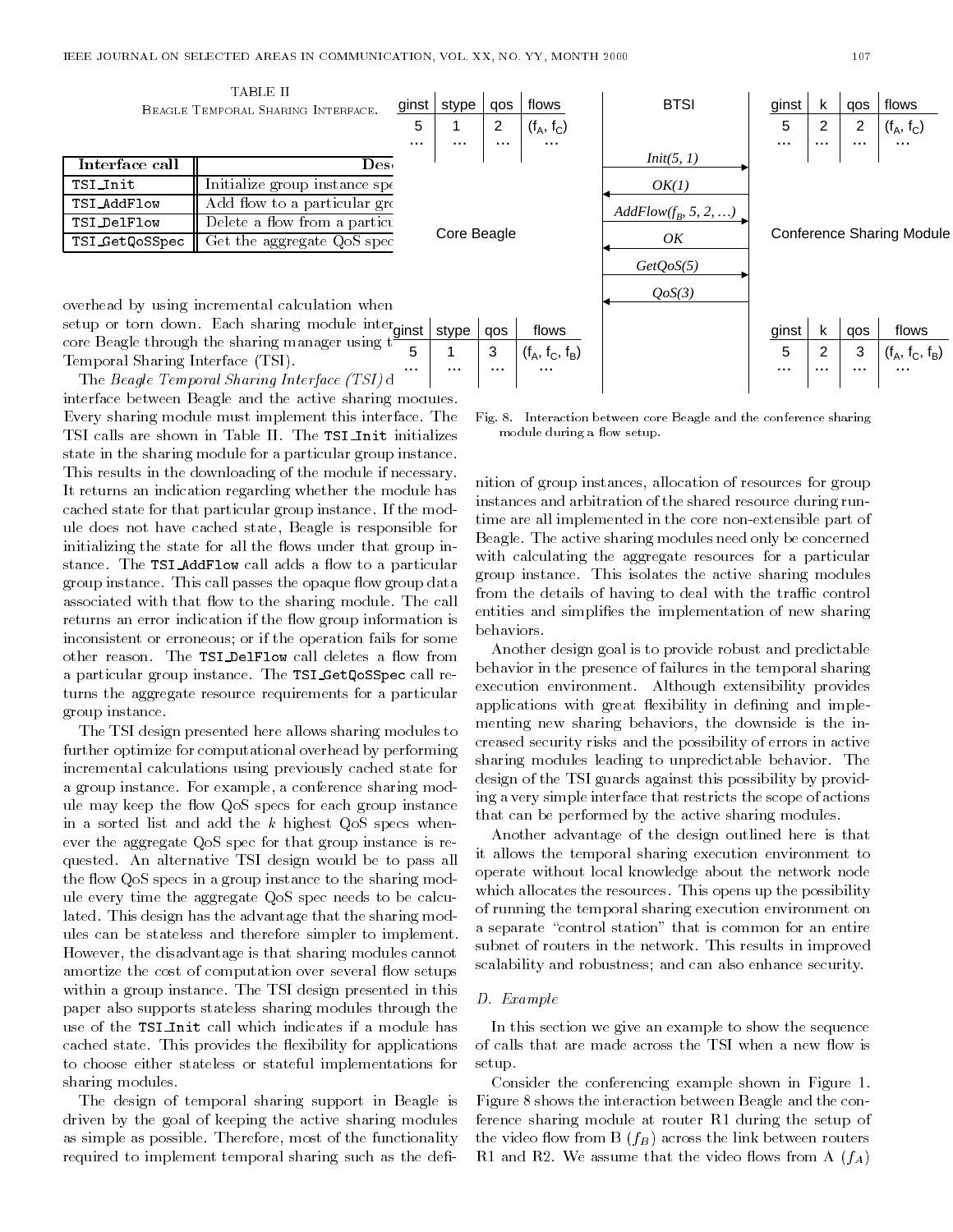TABLE II

Beagle Temporal Sharing Interface.

| Interface call | Desc |
| --- | --- |
| TSI_Init | Initialize group instance spe |
| TSI_AddFlow | Add flow to a particular gro |
| TSI_DelFlow | Delete a flow from a particu |
| TSI_GetQoSSpec | Get the aggregate QoS spec |

overhead by using incremental calculation when setup or torn down. Each sharing module inter core Beagle through the sharing manager using t Temporal Sharing Interface (TSI).

The *Beagle Temporal Sharing Interface (TSI)* d interface between Beagle and the active sharing modules. Every sharing module must implement this interface. The TSI calls are shown in Table II. The TSI_Init initializes state in the sharing module for a particular group instance. This results in the downloading of the module if necessary. It returns an indication regarding whether the module has cached state for that particular group instance. If the module does not have cached state, Beagle is responsible for initializing the state for all the flows under that group instance. The TSI_AddFlow call adds a flow to a particular group instance. This call passes the opaque flow group data associated with that flow to the sharing module. The call returns an error indication if the flow group information is inconsistent or erroneous; or if the operation fails for some other reason. The TSI_DelFlow call deletes a flow from a particular group instance. The TSI_GetQoSSpec call returns the aggregate resource requirements for a particular group instance.

The TSI design presented here allows sharing modules to further optimize for computational overhead by performing incremental calculations using previously cached state for a group instance. For example, a conference sharing module may keep the flow QoS specs for each group instance in a sorted list and add the $k$ highest QoS specs whenever the aggregate QoS spec for that group instance is requested. An alternative TSI design would be to pass all the flow QoS specs in a group instance to the sharing module every time the aggregate QoS spec needs to be calculated. This design has the advantage that the sharing modules can be stateless and therefore simpler to implement. However, the disadvantage is that sharing modules cannot amortize the cost of computation over several flow setups within a group instance. The TSI design presented in this paper also supports stateless sharing modules through the use of the TSI_Init call which indicates if a module has cached state. This provides the flexibility for applications to choose either stateless or stateful implementations for sharing modules.

The design of temporal sharing support in Beagle is driven by the goal of keeping the active sharing modules as simple as possible. Therefore, most of the functionality required to implement temporal sharing such as the definition of group instances, allocation of resources for group instances and arbitration of the shared resource during runtime are all implemented in the core non-extensible part of Beagle. The active sharing modules need only be concerned with calculating the aggregate resources for a particular group instance. This isolates the active sharing modules from the details of having to deal with the traffic control entities and simplifies the implementation of new sharing behaviors.

Another design goal is to provide robust and predictable behavior in the presence of failures in the temporal sharing execution environment. Although extensibility provides applications with great flexibility in defining and implementing new sharing behaviors, the downside is the increased security risks and the possibility of errors in active sharing modules leading to unpredictable behavior. The design of the TSI guards against this possibility by providing a very simple interface that restricts the scope of actions that can be performed by the active sharing modules.

Another advantage of the design outlined here is that it allows the temporal sharing execution environment to operate without local knowledge about the network node which allocates the resources. This opens up the possibility of running the temporal sharing execution environment on a separate "control station" that is common for an entire subnet of routers in the network. This results in improved scalability and robustness; and can also enhance security.

ginst | stype | qos | flows
5 | 1 | 2 | ($f_A$, $f_C$)
... | ... | ... | ...

Core Beagle

ginst | stype | qos | flows
5 | 1 | 3 | ($f_A$, $f_C$, $f_B$)
... | ... | ... | ...

BTSI

*Init(5, 1)*

*OK(1)*

*AddFlow($f_B$, 5, 2, …)*

*OK*

*GetQoS(5)*

*QoS(3)*

ginst | k | qos | flows
5 | 2 | 2 | ($f_A$, $f_C$)
... | ... | ... | ...

Conference Sharing Module

ginst | k | qos | flows
5 | 2 | 3 | ($f_A$, $f_C$, $f_B$)
... | ... | ... | ...

Fig. 8. Interaction between core Beagle and the conference sharing module during a flow setup.

### D. Example

In this section we give an example to show the sequence of calls that are made across the TSI when a new flow is setup.

Consider the conferencing example shown in Figure 1. Figure 8 shows the interaction between Beagle and the conference sharing module at router R1 during the setup of the video flow from B ($f_B$) across the link between routers R1 and R2. We assume that the video flows from A ($f_A$)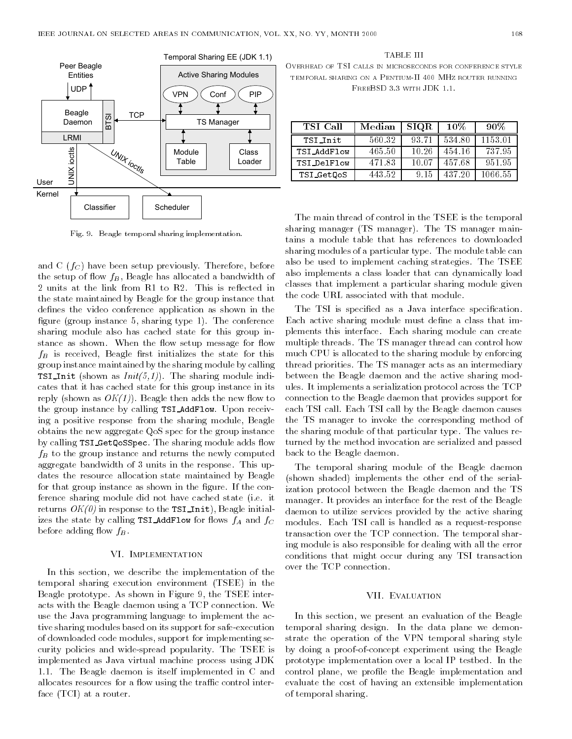and C ($f_C$) have been setup previously. Therefore, before the setup of flow $f_B$, Beagle has allocated a bandwidth of 2 units at the link from R1 to R2. This is reflected in the state maintained by Beagle for the group instance that defines the video conference application as shown in the figure (group instance 5, sharing type 1). The conference sharing module also has cached state for this group instance as shown. When the flow setup message for flow $f_B$ is received, Beagle first initializes the state for this group instance maintained by the sharing module by calling `TSI_Init` (shown as *Init(5,1)*). The sharing module indicates that it has cached state for this group instance in its reply (shown as *OK(1)*). Beagle then adds the new flow to the group instance by calling `TSI_AddFlow`. Upon receiving a positive response from the sharing module, Beagle obtains the new aggregate QoS spec for the group instance by calling `TSI_GetQoSSpec`. The sharing module adds flow $f_B$ to the group instance and returns the newly computed aggregate bandwidth of 3 units in the response. This updates the resource allocation state maintained by Beagle for that group instance as shown in the figure. If the conference sharing module did not have cached state (i.e. it returns *OK(0)* in response to the `TSI_Init`), Beagle initializes the state by calling `TSI_AddFlow` for flows $f_A$ and $f_C$ before adding flow $f_B$.

Fig. 9. Beagle temporal sharing implementation.

## VI. Implementation

In this section, we describe the implementation of the temporal sharing execution environment (TSEE) in the Beagle prototype. As shown in Figure 9, the TSEE interacts with the Beagle daemon using a TCP connection. We use the Java programming language to implement the active sharing modules based on its support for safe-execution of downloaded code modules, support for implementing security policies and wide-spread popularity. The TSEE is implemented as Java virtual machine process using JDK 1.1. The Beagle daemon is itself implemented in C and allocates resources for a flow using the traffic control interface (TCI) at a router.

TABLE III
Overhead of TSI calls in microseconds for conference style temporal sharing on a Pentium-II 400 MHz router running FreeBSD 3.3 with JDK 1.1.

| TSI Call | Median | SIQR | 10% | 90% |
|---|---|---|---|---|
| `TSI_Init` | 560.32 | 93.71 | 534.80 | 1153.01 |
| `TSI_AddFlow` | 465.50 | 10.26 | 454.16 | 737.95 |
| `TSI_DelFlow` | 471.83 | 10.07 | 457.68 | 951.95 |
| `TSI_GetQoS` | 443.52 | 9.15 | 437.20 | 1066.55 |

The main thread of control in the TSEE is the temporal sharing manager (TS manager). The TS manager maintains a module table that has references to downloaded sharing modules of a particular type. The module table can also be used to implement caching strategies. The TSEE also implements a class loader that can dynamically load classes that implement a particular sharing module given the code URL associated with that module.

The TSI is specified as a Java interface specification. Each active sharing module must define a class that implements this interface. Each sharing module can create multiple threads. The TS manager thread can control how much CPU is allocated to the sharing module by enforcing thread priorities. The TS manager acts as an intermediary between the Beagle daemon and the active sharing modules. It implements a serialization protocol across the TCP connection to the Beagle daemon that provides support for each TSI call. Each TSI call by the Beagle daemon causes the TS manager to invoke the corresponding method of the sharing module of that particular type. The values returned by the method invocation are serialized and passed back to the Beagle daemon.

The temporal sharing module of the Beagle daemon (shown shaded) implements the other end of the serialization protocol between the Beagle daemon and the TS manager. It provides an interface for the rest of the Beagle daemon to utilize services provided by the active sharing modules. Each TSI call is handled as a request-response transaction over the TCP connection. The temporal sharing module is also responsible for dealing with all the error conditions that might occur during any TSI transaction over the TCP connection.

## VII. Evaluation

In this section, we present an evaluation of the Beagle temporal sharing design. In the data plane we demonstrate the operation of the VPN temporal sharing style by doing a proof-of-concept experiment using the Beagle prototype implementation over a local IP testbed. In the control plane, we profile the Beagle implementation and evaluate the cost of having an extensible implementation of temporal sharing.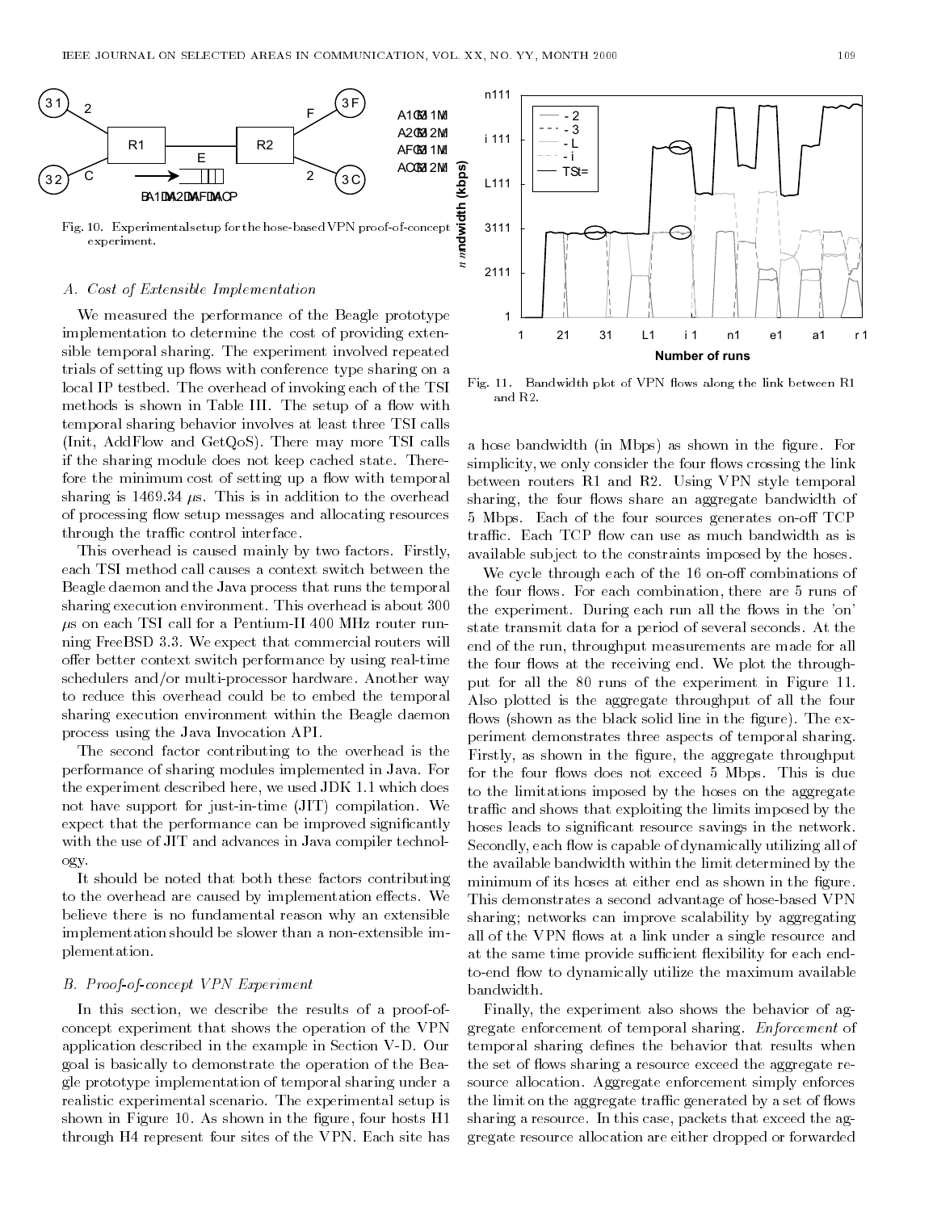Fig. 10. Experimental setup for the hose-based VPN proof-of-concept experiment.

Fig. 11. Bandwidth plot of VPN flows along the link between R1 and R2.

### A. Cost of Extensible Implementation

We measured the performance of the Beagle prototype implementation to determine the cost of providing extensible temporal sharing. The experiment involved repeated trials of setting up flows with conference type sharing on a local IP testbed. The overhead of invoking each of the TSI methods is shown in Table III. The setup of a flow with temporal sharing behavior involves at least three TSI calls (Init, AddFlow and GetQoS). There may more TSI calls if the sharing module does not keep cached state. Therefore the minimum cost of setting up a flow with temporal sharing is 1469.34 $\mu$s. This is in addition to the overhead of processing flow setup messages and allocating resources through the traffic control interface.

This overhead is caused mainly by two factors. Firstly, each TSI method call causes a context switch between the Beagle daemon and the Java process that runs the temporal sharing execution environment. This overhead is about 300 $\mu$s on each TSI call for a Pentium-II 400 MHz router running FreeBSD 3.3. We expect that commercial routers will offer better context switch performance by using real-time schedulers and/or multi-processor hardware. Another way to reduce this overhead could be to embed the temporal sharing execution environment within the Beagle daemon process using the Java Invocation API.

The second factor contributing to the overhead is the performance of sharing modules implemented in Java. For the experiment described here, we used JDK 1.1 which does not have support for just-in-time (JIT) compilation. We expect that the performance can be improved significantly with the use of JIT and advances in Java compiler technology.

It should be noted that both these factors contributing to the overhead are caused by implementation effects. We believe there is no fundamental reason why an extensible implementation should be slower than a non-extensible implementation.

### B. Proof-of-concept VPN Experiment

In this section, we describe the results of a proof-of-concept experiment that shows the operation of the VPN application described in the example in Section V-D. Our goal is basically to demonstrate the operation of the Beagle prototype implementation of temporal sharing under a realistic experimental scenario. The experimental setup is shown in Figure 10. As shown in the figure, four hosts H1 through H4 represent four sites of the VPN. Each site has a hose bandwidth (in Mbps) as shown in the figure. For simplicity, we only consider the four flows crossing the link between routers R1 and R2. Using VPN style temporal sharing, the four flows share an aggregate bandwidth of 5 Mbps. Each of the four sources generates on-off TCP traffic. Each TCP flow can use as much bandwidth as is available subject to the constraints imposed by the hoses.

We cycle through each of the 16 on-off combinations of the four flows. For each combination, there are 5 runs of the experiment. During each run all the flows in the 'on' state transmit data for a period of several seconds. At the end of the run, throughput measurements are made for all the four flows at the receiving end. We plot the throughput for all the 80 runs of the experiment in Figure 11. Also plotted is the aggregate throughput of all the four flows (shown as the black solid line in the figure). The experiment demonstrates three aspects of temporal sharing. Firstly, as shown in the figure, the aggregate throughput for the four flows does not exceed 5 Mbps. This is due to the limitations imposed by the hoses on the aggregate traffic and shows that exploiting the limits imposed by the hoses leads to significant resource savings in the network. Secondly, each flow is capable of dynamically utilizing all of the available bandwidth within the limit determined by the minimum of its hoses at either end as shown in the figure. This demonstrates a second advantage of hose-based VPN sharing; networks can improve scalability by aggregating all of the VPN flows at a link under a single resource and at the same time provide sufficient flexibility for each end-to-end flow to dynamically utilize the maximum available bandwidth.

Finally, the experiment also shows the behavior of aggregate enforcement of temporal sharing. *Enforcement* of temporal sharing defines the behavior that results when the set of flows sharing a resource exceed the aggregate resource allocation. Aggregate enforcement simply enforces the limit on the aggregate traffic generated by a set of flows sharing a resource. In this case, packets that exceed the aggregate resource allocation are either dropped or forwarded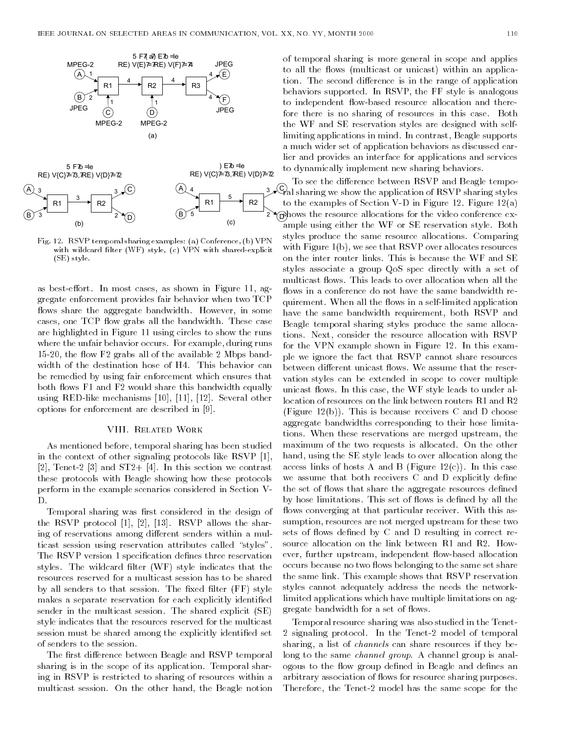Fig. 12. RSVP temporal sharing examples: (a) Conference, (b) VPN with wildcard filter (WF) style, (c) VPN with shared-explicit (SE) style.

as best-effort. In most cases, as shown in Figure 11, aggregate enforcement provides fair behavior when two TCP flows share the aggregate bandwidth. However, in some cases, one TCP flow grabs all the bandwidth. These case are highlighted in Figure 11 using circles to show the runs where the unfair behavior occurs. For example, during runs 15-20, the flow F2 grabs all of the available 2 Mbps bandwidth of the destination hose of H4. This behavior can be remedied by using fair enforcement which ensures that both flows F1 and F2 would share this bandwidth equally using RED-like mechanisms [10], [11], [12]. Several other options for enforcement are described in [9].

## VIII. Related Work

As mentioned before, temporal sharing has been studied in the context of other signaling protocols like RSVP [1], [2], Tenet-2 [3] and ST2+ [4]. In this section we contrast these protocols with Beagle showing how these protocols perform in the example scenarios considered in Section V-D.

Temporal sharing was first considered in the design of the RSVP protocol [1], [2], [13]. RSVP allows the sharing of reservations among different senders within a multicast session using reservation attributes called "styles". The RSVP version 1 specification defines three reservation styles. The wildcard filter (WF) style indicates that the resources reserved for a multicast session has to be shared by all senders to that session. The fixed filter (FF) style makes a separate reservation for each explicitly identified sender in the multicast session. The shared explicit (SE) style indicates that the resources reserved for the multicast session must be shared among the explicitly identified set of senders to the session.

The first difference between Beagle and RSVP temporal sharing is in the scope of its application. Temporal sharing in RSVP is restricted to sharing of resources within a multicast session. On the other hand, the Beagle notion of temporal sharing is more general in scope and applies to all the flows (multicast or unicast) within an application. The second difference is in the range of application behaviors supported. In RSVP, the FF style is analogous to independent flow-based resource allocation and therefore there is no sharing of resources in this case. Both the WF and SE reservation styles are designed with self-limiting applications in mind. In contrast, Beagle supports a much wider set of application behaviors as discussed earlier and provides an interface for applications and services to dynamically implement new sharing behaviors.

To see the difference between RSVP and Beagle temporal sharing we show the application of RSVP sharing styles to the examples of Section V-D in Figure 12. Figure 12(a) shows the resource allocations for the video conference example using either the WF or SE reservation style. Both styles produce the same resource allocations. Comparing with Figure 1(b), we see that RSVP over allocates resources on the inter router links. This is because the WF and SE styles associate a group QoS spec directly with a set of multicast flows. This leads to over allocation when all the flows in a conference do not have the same bandwidth requirement. When all the flows in a self-limited application have the same bandwidth requirement, both RSVP and Beagle temporal sharing styles produce the same allocations. Next, consider the resource allocation with RSVP for the VPN example shown in Figure 12. In this example we ignore the fact that RSVP cannot share resources between different unicast flows. We assume that the reservation styles can be extended in scope to cover multiple unicast flows. In this case, the WF style leads to under allocation of resources on the link between routers R1 and R2 (Figure 12(b)). This is because receivers C and D choose aggregate bandwidths corresponding to their hose limitations. When these reservations are merged upstream, the maximum of the two requests is allocated. On the other hand, using the SE style leads to over allocation along the access links of hosts A and B (Figure 12(c)). In this case we assume that both receivers C and D explicitly define the set of flows that share the aggregate resources defined by hose limitations. This set of flows is defined by all the flows converging at that particular receiver. With this assumption, resources are not merged upstream for these two sets of flows defined by C and D resulting in correct resource allocation on the link between R1 and R2. However, further upstream, independent flow-based allocation occurs because no two flows belonging to the same set share the same link. This example shows that RSVP reservation styles cannot adequately address the needs the network-limited applications which have multiple limitations on aggregate bandwidth for a set of flows.

Temporal resource sharing was also studied in the Tenet-2 signaling protocol. In the Tenet-2 model of temporal sharing, a list of *channels* can share resources if they belong to the same *channel group*. A channel group is analogous to the flow group defined in Beagle and defines an arbitrary association of flows for resource sharing purposes. Therefore, the Tenet-2 model has the same scope for the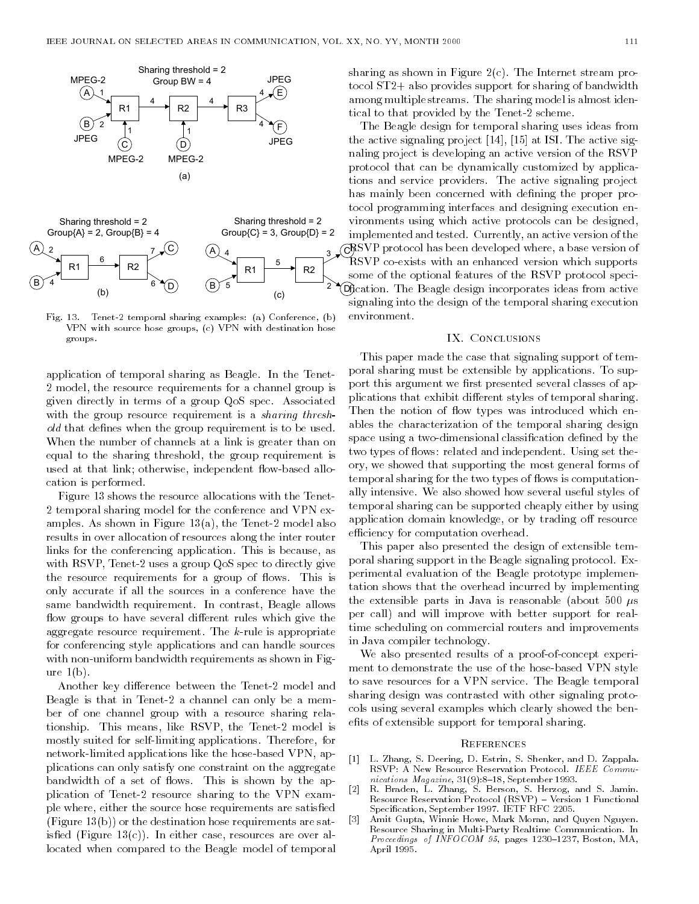Sharing threshold = 2

Group BW = 4

MPEG-2

A 1

B 2

JPEG

R1

4

R2

4

R3

1

C

MPEG-2

1

D

MPEG-2

JPEG

4 E

4 F

JPEG

(a)

Sharing threshold = 2

Group{A} = 2, Group{B} = 4

A 2

B 4

R1

6

R2

7 C

6 D

(b)

Sharing threshold = 2

Group{C} = 3, Group{D} = 2

A 4

B 5

R1

5

R2

3 C

2 D

(c)

Fig. 13. Tenet-2 temporal sharing examples: (a) Conference, (b) VPN with source hose groups, (c) VPN with destination hose groups.

application of temporal sharing as Beagle. In the Tenet-2 model, the resource requirements for a channel group is given directly in terms of a group QoS spec. Associated with the group resource requirement is a *sharing threshold* that defines when the group requirement is to be used. When the number of channels at a link is greater than on equal to the sharing threshold, the group requirement is used at that link; otherwise, independent flow-based allocation is performed.

Figure 13 shows the resource allocations with the Tenet-2 temporal sharing model for the conference and VPN examples. As shown in Figure 13(a), the Tenet-2 model also results in over allocation of resources along the inter router links for the conferencing application. This is because, as with RSVP, Tenet-2 uses a group QoS spec to directly give the resource requirements for a group of flows. This is only accurate if all the sources in a conference have the same bandwidth requirement. In contrast, Beagle allows flow groups to have several different rules which give the aggregate resource requirement. The $k$-rule is appropriate for conferencing style applications and can handle sources with non-uniform bandwidth requirements as shown in Figure 1(b).

Another key difference between the Tenet-2 model and Beagle is that in Tenet-2 a channel can only be a member of one channel group with a resource sharing relationship. This means, like RSVP, the Tenet-2 model is mostly suited for self-limiting applications. Therefore, for network-limited applications like the hose-based VPN, applications can only satisfy one constraint on the aggregate bandwidth of a set of flows. This is shown by the application of Tenet-2 resource sharing to the VPN example where, either the source hose requirements are satisfied (Figure 13(b)) or the destination hose requirements are satisfied (Figure 13(c)). In either case, resources are over allocated when compared to the Beagle model of temporal sharing as shown in Figure 2(c). The Internet stream protocol ST2+ also provides support for sharing of bandwidth among multiple streams. The sharing model is almost identical to that provided by the Tenet-2 scheme.

The Beagle design for temporal sharing uses ideas from the active signaling project [14], [15] at ISI. The active signaling project is developing an active version of the RSVP protocol that can be dynamically customized by applications and service providers. The active signaling project has mainly been concerned with defining the proper protocol programming interfaces and designing execution environments using which active protocols can be designed, implemented and tested. Currently, an active version of the RSVP protocol has been developed where, a base version of RSVP co-exists with an enhanced version which supports some of the optional features of the RSVP protocol specification. The Beagle design incorporates ideas from active signaling into the design of the temporal sharing execution environment.

## IX. Conclusions

This paper made the case that signaling support of temporal sharing must be extensible by applications. To support this argument we first presented several classes of applications that exhibit different styles of temporal sharing. Then the notion of flow types was introduced which enables the characterization of the temporal sharing design space using a two-dimensional classification defined by the two types of flows: related and independent. Using set theory, we showed that supporting the most general forms of temporal sharing for the two types of flows is computationally intensive. We also showed how several useful styles of temporal sharing can be supported cheaply either by using application domain knowledge, or by trading off resource efficiency for computation overhead.

This paper also presented the design of extensible temporal sharing support in the Beagle signaling protocol. Experimental evaluation of the Beagle prototype implementation shows that the overhead incurred by implementing the extensible parts in Java is reasonable (about 500 $\mu$s per call) and will improve with better support for real-time scheduling on commercial routers and improvements in Java compiler technology.

We also presented results of a proof-of-concept experiment to demonstrate the use of the hose-based VPN style to save resources for a VPN service. The Beagle temporal sharing design was contrasted with other signaling protocols using several examples which clearly showed the benefits of extensible support for temporal sharing.

## References

[1] L. Zhang, S. Deering, D. Estrin, S. Shenker, and D. Zappala. RSVP: A New Resource Reservation Protocol. *IEEE Communications Magazine*, 31(9):8–18, September 1993.

[2] R. Braden, L. Zhang, S. Berson, S. Herzog, and S. Jamin. Resource Reservation Protocol (RSVP) – Version 1 Functional Specification, September 1997. IETF RFC 2205.

[3] Amit Gupta, Winnie Howe, Mark Moran, and Quyen Nguyen. Resource Sharing in Multi-Party Realtime Communication. In *Proceedings of INFOCOM 95*, pages 1230–1237, Boston, MA, April 1995.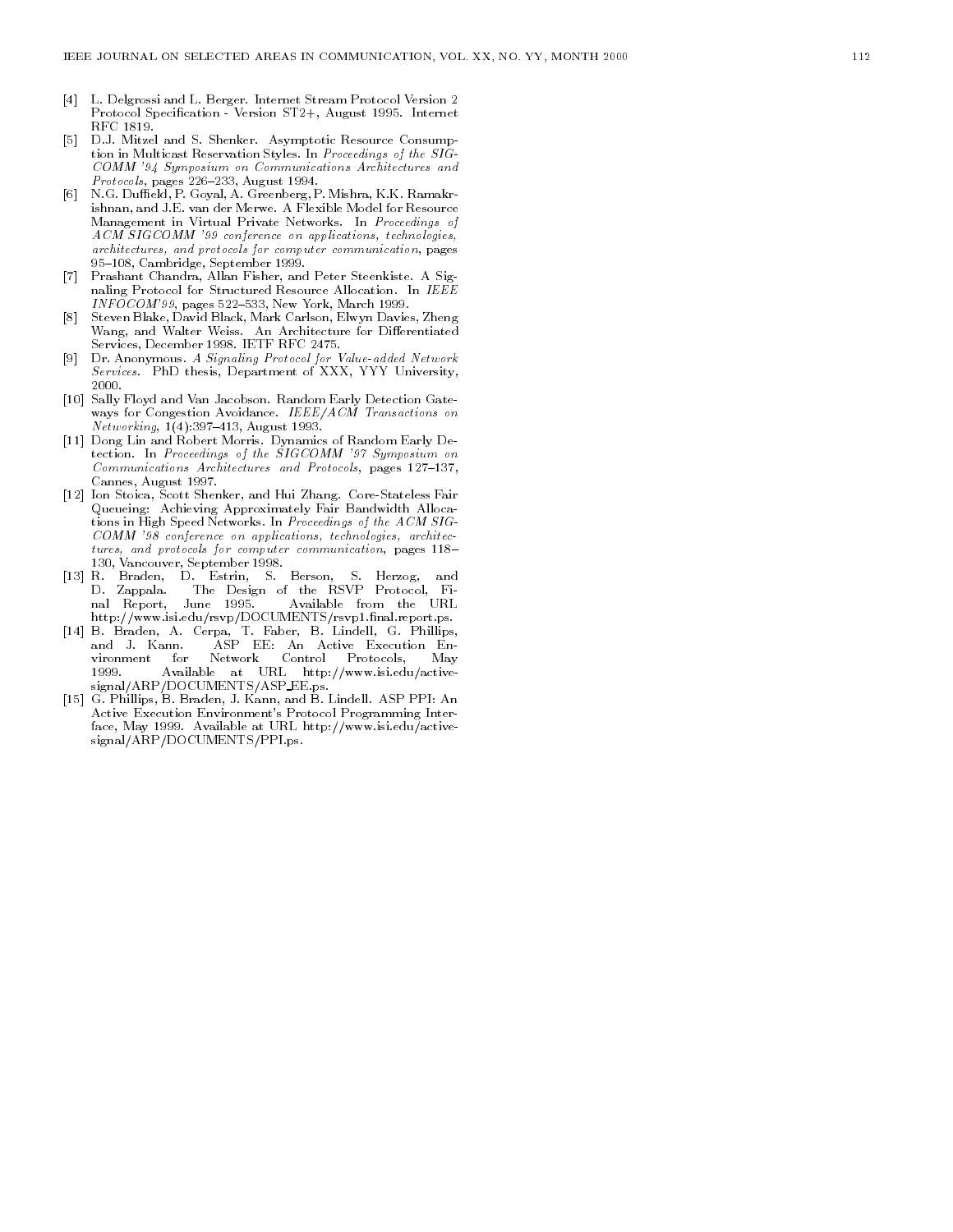[4] L. Delgrossi and L. Berger. Internet Stream Protocol Version 2 Protocol Specification - Version ST2+, August 1995. Internet RFC 1819.

[5] D.J. Mitzel and S. Shenker. Asymptotic Resource Consumption in Multicast Reservation Styles. In *Proceedings of the SIGCOMM '94 Symposium on Communications Architectures and Protocols*, pages 226–233, August 1994.

[6] N.G. Duffield, P. Goyal, A. Greenberg, P. Mishra, K.K. Ramakrishnan, and J.E. van der Merwe. A Flexible Model for Resource Management in Virtual Private Networks. In *Proceedings of ACM SIGCOMM '99 conference on applications, technologies, architectures, and protocols for computer communication*, pages 95–108, Cambridge, September 1999.

[7] Prashant Chandra, Allan Fisher, and Peter Steenkiste. A Signaling Protocol for Structured Resource Allocation. In *IEEE INFOCOM'99*, pages 522–533, New York, March 1999.

[8] Steven Blake, David Black, Mark Carlson, Elwyn Davies, Zheng Wang, and Walter Weiss. An Architecture for Differentiated Services, December 1998. IETF RFC 2475.

[9] Dr. Anonymous. *A Signaling Protocol for Value-added Network Services*. PhD thesis, Department of XXX, YYY University, 2000.

[10] Sally Floyd and Van Jacobson. Random Early Detection Gateways for Congestion Avoidance. *IEEE/ACM Transactions on Networking*, 1(4):397–413, August 1993.

[11] Dong Lin and Robert Morris. Dynamics of Random Early Detection. In *Proceedings of the SIGCOMM '97 Symposium on Communications Architectures and Protocols*, pages 127–137, Cannes, August 1997.

[12] Ion Stoica, Scott Shenker, and Hui Zhang. Core-Stateless Fair Queueing: Achieving Approximately Fair Bandwidth Allocations in High Speed Networks. In *Proceedings of the ACM SIGCOMM '98 conference on applications, technologies, architectures, and protocols for computer communication*, pages 118–130, Vancouver, September 1998.

[13] R. Braden, D. Estrin, S. Berson, S. Herzog, and D. Zappala. The Design of the RSVP Protocol, Final Report, June 1995. Available from the URL http://www.isi.edu/rsvp/DOCUMENTS/rsvp1.final.report.ps.

[14] B. Braden, A. Cerpa, T. Faber, B. Lindell, G. Phillips, and J. Kann. ASP EE: An Active Execution Environment for Network Control Protocols, May 1999. Available at URL http://www.isi.edu/active-signal/ARP/DOCUMENTS/ASP_EE.ps.

[15] G. Phillips, B. Braden, J. Kann, and B. Lindell. ASP PPI: An Active Execution Environment's Protocol Programming Interface, May 1999. Available at URL http://www.isi.edu/active-signal/ARP/DOCUMENTS/PPI.ps.